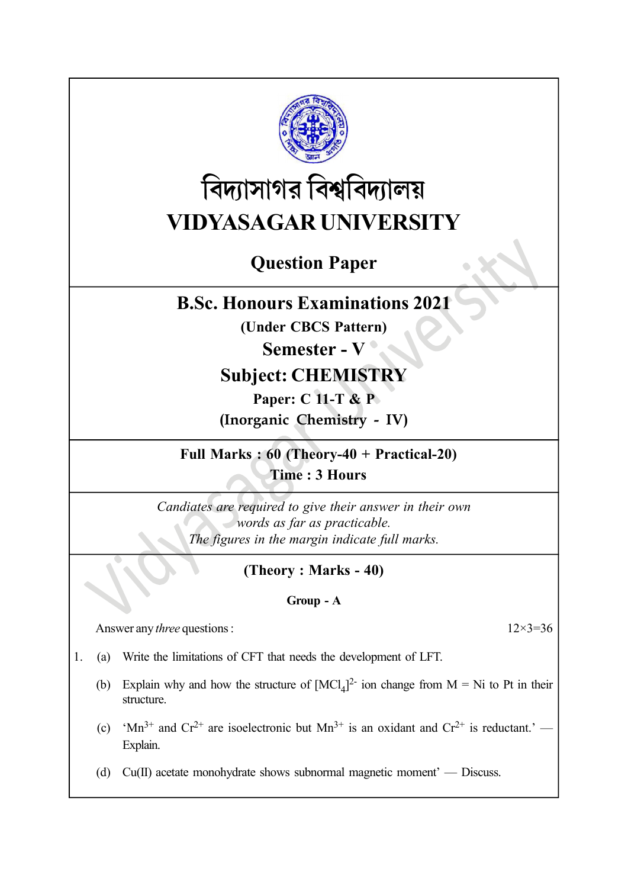# বিদ্যাসাগর বিশ্ববিদ্যালয়

# VIDYASAGAR UNIVERSITY

## Question Paper

## B.Sc. Honours Examinations 2021

**(Under CBCS Pattern)**

**Semester - V**

**Subject: CHEMISTRY**

**Paper: C 11-T & P**

**(Inorganic Chemistry - IV)**

**Full Marks : 60 (Theory-40 + Practical-20)**

**Time : 3 Hours**

*Candiates are required to give their answer in their own words as far as practicable.*

*The figures in the margin indicate full marks.*

### (Theory : Marks - 40)

**Group - A**

Answer any *three* questions : 12×3=36

1. (a) Write the limitations of CFT that needs the development of LFT.

   (b) Explain why and how the structure of $[MCl_4]^{2-}$ ion change from M = Ni to Pt in their structure.

   (c) '$Mn^{3+}$ and $Cr^{2+}$ are isoelectronic but $Mn^{3+}$ is an oxidant and $Cr^{2+}$ is reductant.' — Explain.

   (d) Cu(II) acetate monohydrate shows subnormal magnetic moment' — Discuss.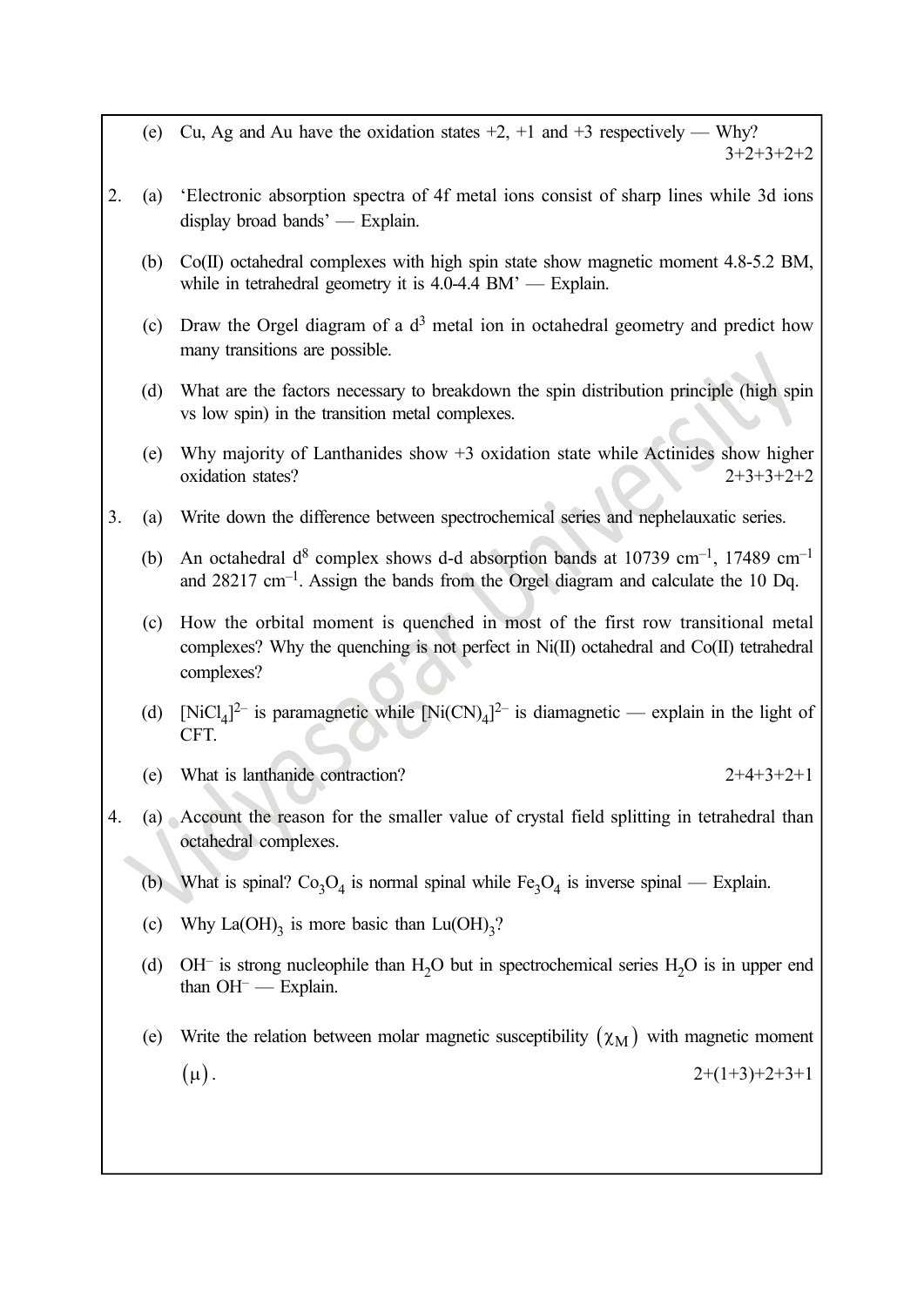(e) Cu, Ag and Au have the oxidation states +2, +1 and +3 respectively — Why?

3+2+3+2+2

2. (a) 'Electronic absorption spectra of 4f metal ions consist of sharp lines while 3d ions display broad bands' — Explain.

(b) Co(II) octahedral complexes with high spin state show magnetic moment 4.8-5.2 BM, while in tetrahedral geometry it is 4.0-4.4 BM' — Explain.

(c) Draw the Orgel diagram of a $d^3$ metal ion in octahedral geometry and predict how many transitions are possible.

(d) What are the factors necessary to breakdown the spin distribution principle (high spin vs low spin) in the transition metal complexes.

(e) Why majority of Lanthanides show +3 oxidation state while Actinides show higher oxidation states?

2+3+3+2+2

3. (a) Write down the difference between spectrochemical series and nephelauxatic series.

(b) An octahedral $d^8$ complex shows d-d absorption bands at 10739 $cm^{-1}$, 17489 $cm^{-1}$ and 28217 $cm^{-1}$. Assign the bands from the Orgel diagram and calculate the 10 Dq.

(c) How the orbital moment is quenched in most of the first row transitional metal complexes? Why the quenching is not perfect in Ni(II) octahedral and Co(II) tetrahedral complexes?

(d) $[NiCl_4]^{2-}$ is paramagnetic while $[Ni(CN)_4]^{2-}$ is diamagnetic — explain in the light of CFT.

(e) What is lanthanide contraction?

2+4+3+2+1

4. (a) Account the reason for the smaller value of crystal field splitting in tetrahedral than octahedral complexes.

(b) What is spinal? $Co_3O_4$ is normal spinal while $Fe_3O_4$ is inverse spinal — Explain.

(c) Why $La(OH)_3$ is more basic than $Lu(OH)_3$?

(d) $OH^-$ is strong nucleophile than $H_2O$ but in spectrochemical series $H_2O$ is in upper end than $OH^-$ — Explain.

(e) Write the relation between molar magnetic susceptibility $(\chi_M)$ with magnetic moment $(\mu)$.

2+(1+3)+2+3+1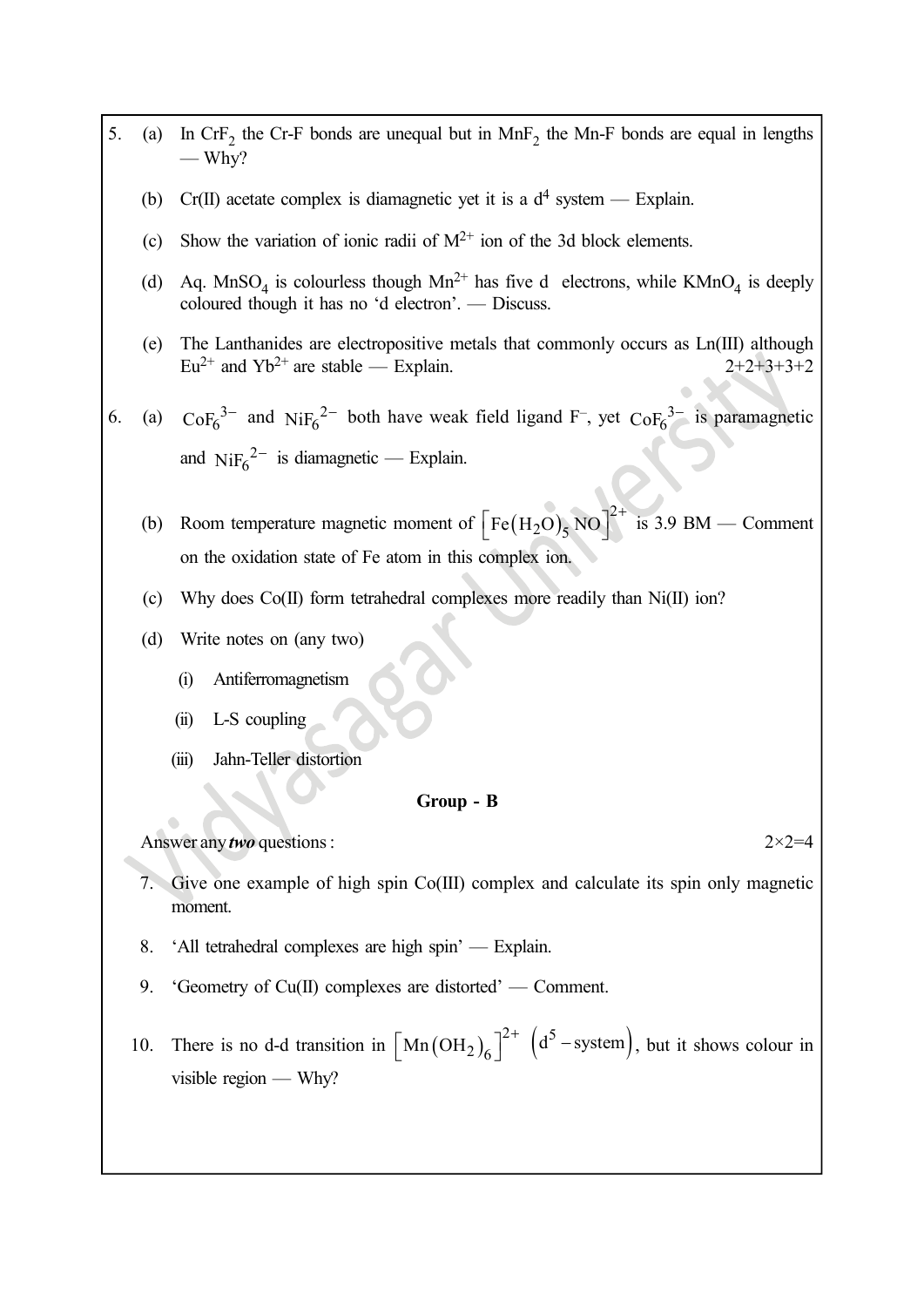5. (a) In $CrF_2$ the Cr-F bonds are unequal but in $MnF_2$ the Mn-F bonds are equal in lengths — Why?

   (b) Cr(II) acetate complex is diamagnetic yet it is a $d^4$ system — Explain.

   (c) Show the variation of ionic radii of $M^{2+}$ ion of the 3d block elements.

   (d) Aq. $MnSO_4$ is colourless though $Mn^{2+}$ has five d electrons, while $KMnO_4$ is deeply coloured though it has no 'd electron'. — Discuss.

   (e) The Lanthanides are electropositive metals that commonly occurs as Ln(III) although $Eu^{2+}$ and $Yb^{2+}$ are stable — Explain. 2+2+3+3+2

6. (a) $CoF_6^{3-}$ and $NiF_6^{2-}$ both have weak field ligand $F^-$, yet $CoF_6^{3-}$ is paramagnetic and $NiF_6^{2-}$ is diamagnetic — Explain.

   (b) Room temperature magnetic moment of $\left[Fe(H_2O)_5 NO\right]^{2+}$ is 3.9 BM — Comment on the oxidation state of Fe atom in this complex ion.

   (c) Why does Co(II) form tetrahedral complexes more readily than Ni(II) ion?

   (d) Write notes on (any two)

      (i) Antiferromagnetism

      (ii) L-S coupling

      (iii) Jahn-Teller distortion

## Group - B

Answer any ***two*** questions : 2×2=4

7. Give one example of high spin Co(III) complex and calculate its spin only magnetic moment.

8. 'All tetrahedral complexes are high spin' — Explain.

9. 'Geometry of Cu(II) complexes are distorted' — Comment.

10. There is no d-d transition in $\left[Mn(OH_2)_6\right]^{2+}$ $\left(d^5 - \text{system}\right)$, but it shows colour in visible region — Why?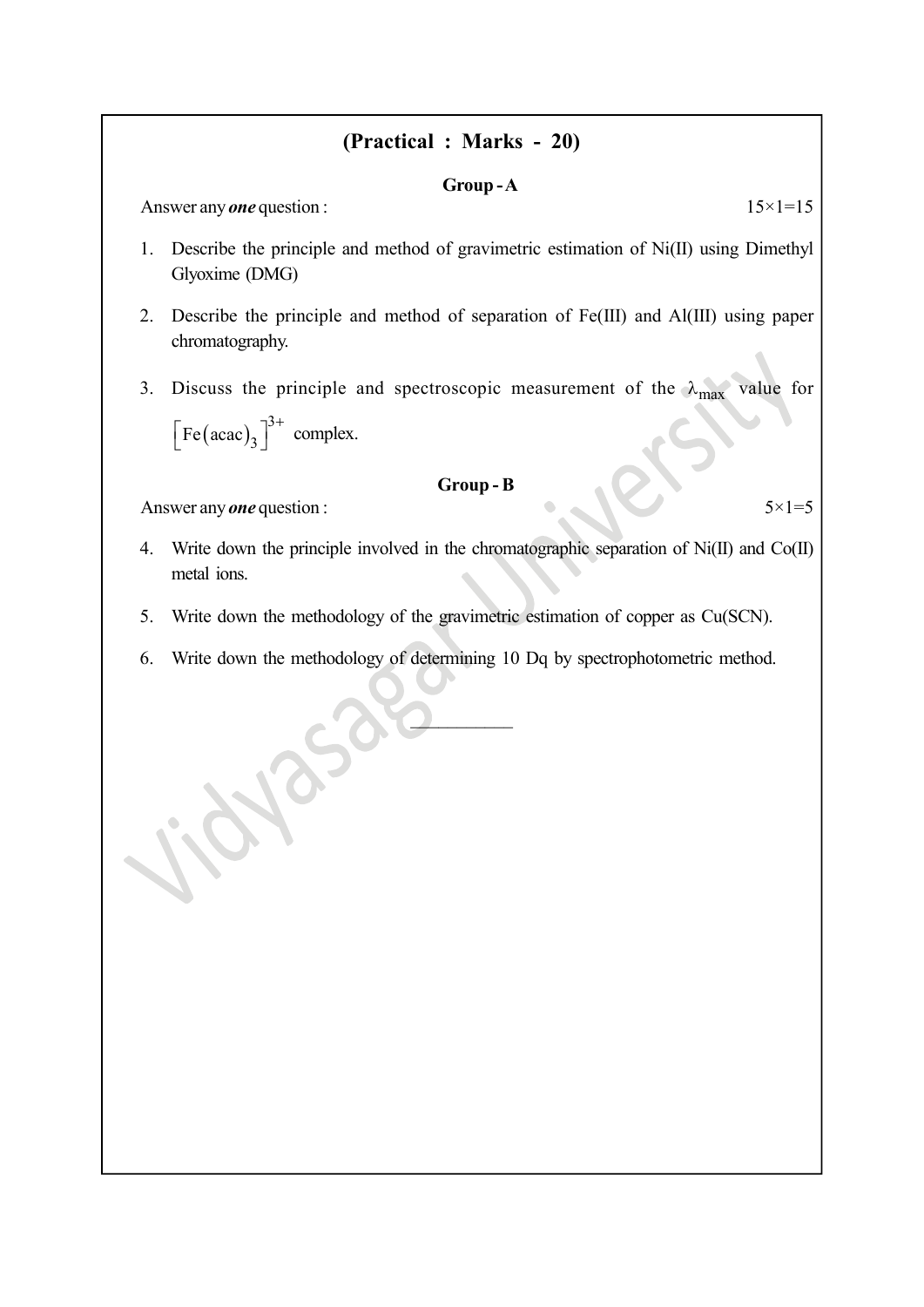## (Practical : Marks - 20)

### Group - A

Answer any ***one*** question : 15×1=15

1. Describe the principle and method of gravimetric estimation of Ni(II) using Dimethyl Glyoxime (DMG)

2. Describe the principle and method of separation of Fe(III) and Al(III) using paper chromatography.

3. Discuss the principle and spectroscopic measurement of the $\lambda_{max}$ value for $\left[Fe(acac)_3\right]^{3+}$ complex.

### Group - B

Answer any ***one*** question : 5×1=5

4. Write down the principle involved in the chromatographic separation of Ni(II) and Co(II) metal ions.

5. Write down the methodology of the gravimetric estimation of copper as Cu(SCN).

6. Write down the methodology of determining 10 Dq by spectrophotometric method.

———